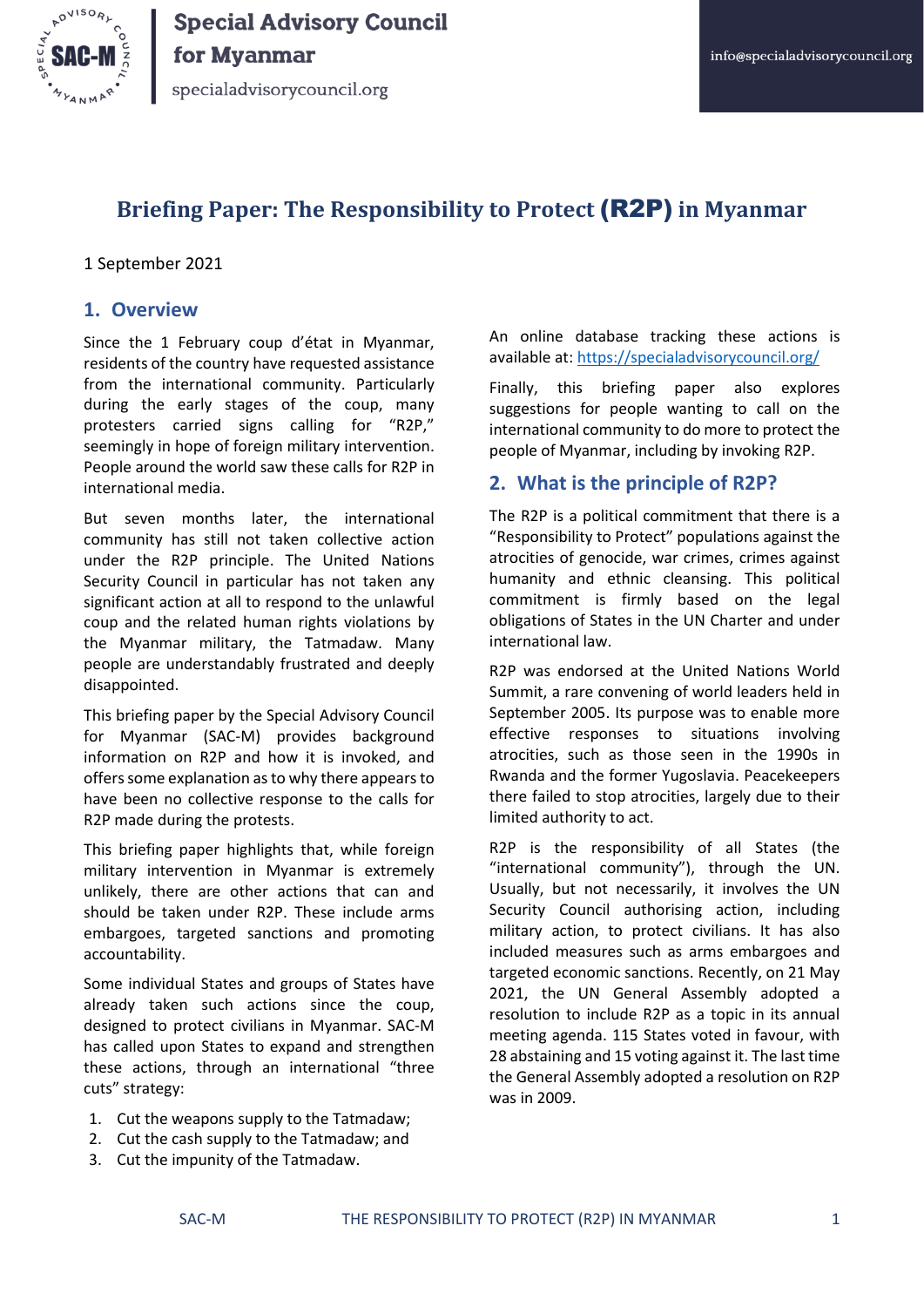# Briefing Paper: The Responsibility to Protect (R2P) in Myanmar

1 September 2021

## 1. Overview

Since the 1 February coup d'état in Myanmar, residents of the country have requested assistance from the international community. Particularly during the early stages of the coup, many protesters carried signs calling for "R2P," seemingly in hope of foreign military intervention. People around the world saw these calls for R2P in international media.

But seven months later, the international community has still not taken collective action under the R2P principle. The United Nations Security Council in particular has not taken any significant action at all to respond to the unlawful coup and the related human rights violations by the Myanmar military, the Tatmadaw. Many people are understandably frustrated and deeply disappointed.

This briefing paper by the Special Advisory Council for Myanmar (SAC-M) provides background information on R2P and how it is invoked, and offers some explanation as to why there appears to have been no collective response to the calls for R2P made during the protests.

This briefing paper highlights that, while foreign military intervention in Myanmar is extremely unlikely, there are other actions that can and should be taken under R2P. These include arms embargoes, targeted sanctions and promoting accountability.

Some individual States and groups of States have already taken such actions since the coup, designed to protect civilians in Myanmar. SAC-M has called upon States to expand and strengthen these actions, through an international "three cuts" strategy:

1. Cut the weapons supply to the Tatmadaw;
2. Cut the cash supply to the Tatmadaw; and
3. Cut the impunity of the Tatmadaw.

An online database tracking these actions is available at: https://specialadvisorycouncil.org/

Finally, this briefing paper also explores suggestions for people wanting to call on the international community to do more to protect the people of Myanmar, including by invoking R2P.

## 2. What is the principle of R2P?

The R2P is a political commitment that there is a "Responsibility to Protect" populations against the atrocities of genocide, war crimes, crimes against humanity and ethnic cleansing. This political commitment is firmly based on the legal obligations of States in the UN Charter and under international law.

R2P was endorsed at the United Nations World Summit, a rare convening of world leaders held in September 2005. Its purpose was to enable more effective responses to situations involving atrocities, such as those seen in the 1990s in Rwanda and the former Yugoslavia. Peacekeepers there failed to stop atrocities, largely due to their limited authority to act.

R2P is the responsibility of all States (the "international community"), through the UN. Usually, but not necessarily, it involves the UN Security Council authorising action, including military action, to protect civilians. It has also included measures such as arms embargoes and targeted economic sanctions. Recently, on 21 May 2021, the UN General Assembly adopted a resolution to include R2P as a topic in its annual meeting agenda. 115 States voted in favour, with 28 abstaining and 15 voting against it. The last time the General Assembly adopted a resolution on R2P was in 2009.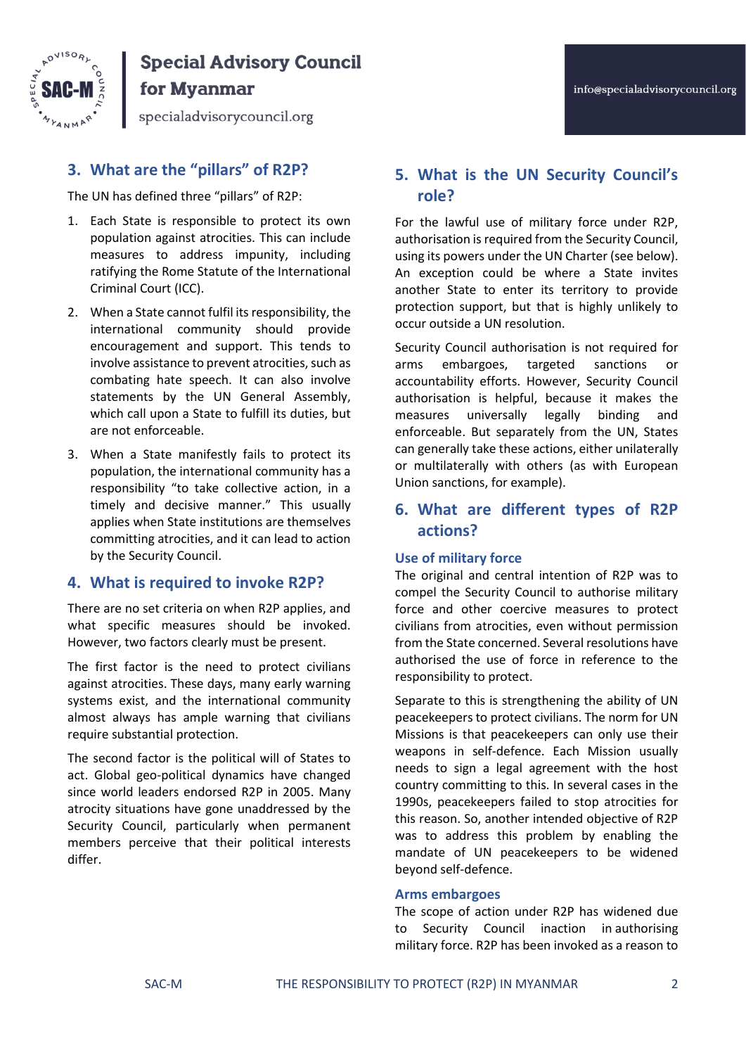## 3. What are the "pillars" of R2P?

The UN has defined three "pillars" of R2P:

1. Each State is responsible to protect its own population against atrocities. This can include measures to address impunity, including ratifying the Rome Statute of the International Criminal Court (ICC).
2. When a State cannot fulfil its responsibility, the international community should provide encouragement and support. This tends to involve assistance to prevent atrocities, such as combating hate speech. It can also involve statements by the UN General Assembly, which call upon a State to fulfill its duties, but are not enforceable.
3. When a State manifestly fails to protect its population, the international community has a responsibility "to take collective action, in a timely and decisive manner." This usually applies when State institutions are themselves committing atrocities, and it can lead to action by the Security Council.

## 4. What is required to invoke R2P?

There are no set criteria on when R2P applies, and what specific measures should be invoked. However, two factors clearly must be present.

The first factor is the need to protect civilians against atrocities. These days, many early warning systems exist, and the international community almost always has ample warning that civilians require substantial protection.

The second factor is the political will of States to act. Global geo-political dynamics have changed since world leaders endorsed R2P in 2005. Many atrocity situations have gone unaddressed by the Security Council, particularly when permanent members perceive that their political interests differ.

## 5. What is the UN Security Council's role?

For the lawful use of military force under R2P, authorisation is required from the Security Council, using its powers under the UN Charter (see below). An exception could be where a State invites another State to enter its territory to provide protection support, but that is highly unlikely to occur outside a UN resolution.

Security Council authorisation is not required for arms embargoes, targeted sanctions or accountability efforts. However, Security Council authorisation is helpful, because it makes the measures universally legally binding and enforceable. But separately from the UN, States can generally take these actions, either unilaterally or multilaterally with others (as with European Union sanctions, for example).

## 6. What are different types of R2P actions?

### Use of military force

The original and central intention of R2P was to compel the Security Council to authorise military force and other coercive measures to protect civilians from atrocities, even without permission from the State concerned. Several resolutions have authorised the use of force in reference to the responsibility to protect.

Separate to this is strengthening the ability of UN peacekeepers to protect civilians. The norm for UN Missions is that peacekeepers can only use their weapons in self-defence. Each Mission usually needs to sign a legal agreement with the host country committing to this. In several cases in the 1990s, peacekeepers failed to stop atrocities for this reason. So, another intended objective of R2P was to address this problem by enabling the mandate of UN peacekeepers to be widened beyond self-defence.

### Arms embargoes

The scope of action under R2P has widened due to Security Council inaction in authorising military force. R2P has been invoked as a reason to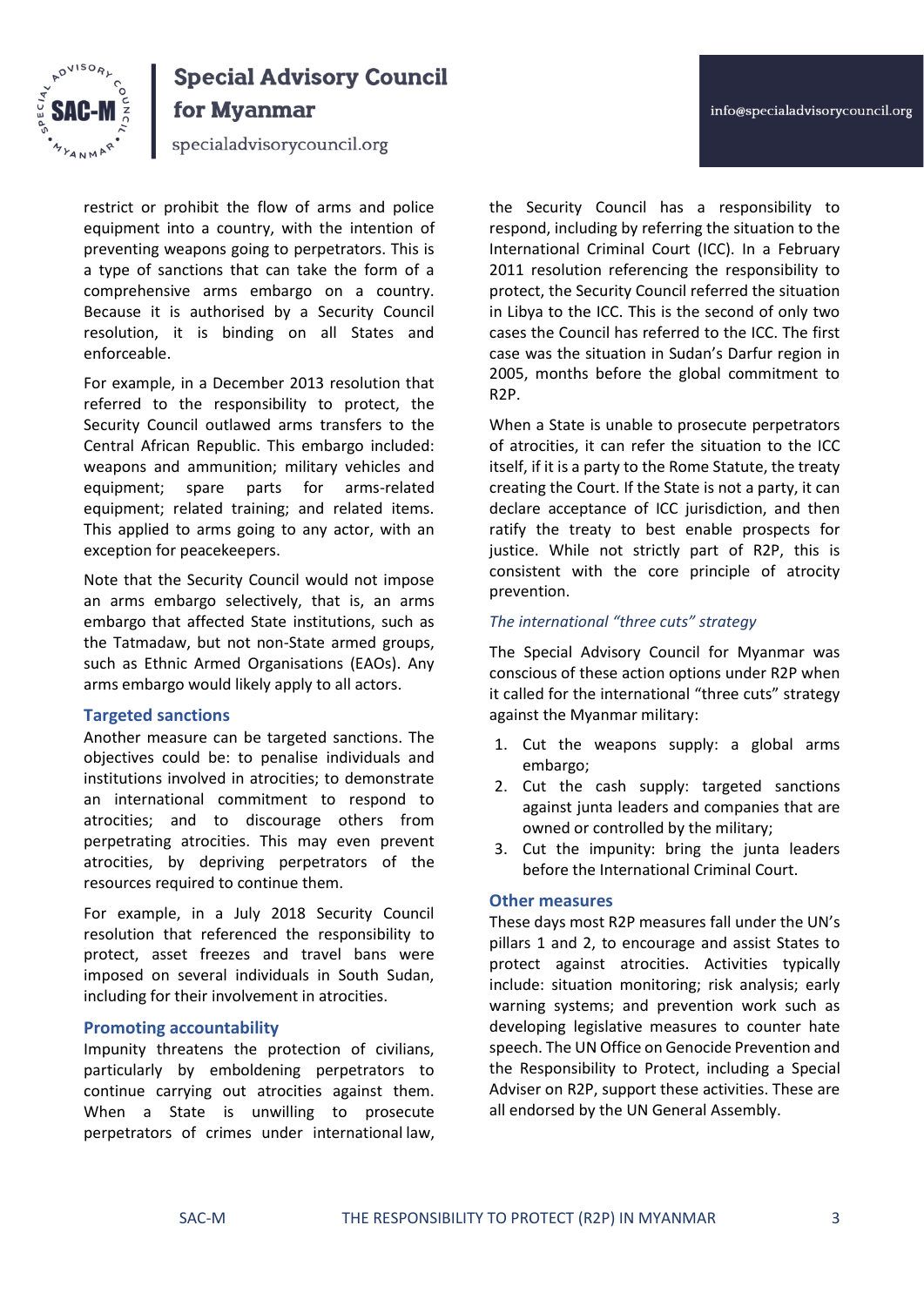restrict or prohibit the flow of arms and police equipment into a country, with the intention of preventing weapons going to perpetrators. This is a type of sanctions that can take the form of a comprehensive arms embargo on a country. Because it is authorised by a Security Council resolution, it is binding on all States and enforceable.

For example, in a December 2013 resolution that referred to the responsibility to protect, the Security Council outlawed arms transfers to the Central African Republic. This embargo included: weapons and ammunition; military vehicles and equipment; spare parts for arms-related equipment; related training; and related items. This applied to arms going to any actor, with an exception for peacekeepers.

Note that the Security Council would not impose an arms embargo selectively, that is, an arms embargo that affected State institutions, such as the Tatmadaw, but not non-State armed groups, such as Ethnic Armed Organisations (EAOs). Any arms embargo would likely apply to all actors.

### Targeted sanctions

Another measure can be targeted sanctions. The objectives could be: to penalise individuals and institutions involved in atrocities; to demonstrate an international commitment to respond to atrocities; and to discourage others from perpetrating atrocities. This may even prevent atrocities, by depriving perpetrators of the resources required to continue them.

For example, in a July 2018 Security Council resolution that referenced the responsibility to protect, asset freezes and travel bans were imposed on several individuals in South Sudan, including for their involvement in atrocities.

### Promoting accountability

Impunity threatens the protection of civilians, particularly by emboldening perpetrators to continue carrying out atrocities against them. When a State is unwilling to prosecute perpetrators of crimes under international law, the Security Council has a responsibility to respond, including by referring the situation to the International Criminal Court (ICC). In a February 2011 resolution referencing the responsibility to protect, the Security Council referred the situation in Libya to the ICC. This is the second of only two cases the Council has referred to the ICC. The first case was the situation in Sudan's Darfur region in 2005, months before the global commitment to R2P.

When a State is unable to prosecute perpetrators of atrocities, it can refer the situation to the ICC itself, if it is a party to the Rome Statute, the treaty creating the Court. If the State is not a party, it can declare acceptance of ICC jurisdiction, and then ratify the treaty to best enable prospects for justice. While not strictly part of R2P, this is consistent with the core principle of atrocity prevention.

#### *The international "three cuts" strategy*

The Special Advisory Council for Myanmar was conscious of these action options under R2P when it called for the international "three cuts" strategy against the Myanmar military:

1. Cut the weapons supply: a global arms embargo;
2. Cut the cash supply: targeted sanctions against junta leaders and companies that are owned or controlled by the military;
3. Cut the impunity: bring the junta leaders before the International Criminal Court.

### Other measures

These days most R2P measures fall under the UN's pillars 1 and 2, to encourage and assist States to protect against atrocities. Activities typically include: situation monitoring; risk analysis; early warning systems; and prevention work such as developing legislative measures to counter hate speech. The UN Office on Genocide Prevention and the Responsibility to Protect, including a Special Adviser on R2P, support these activities. These are all endorsed by the UN General Assembly.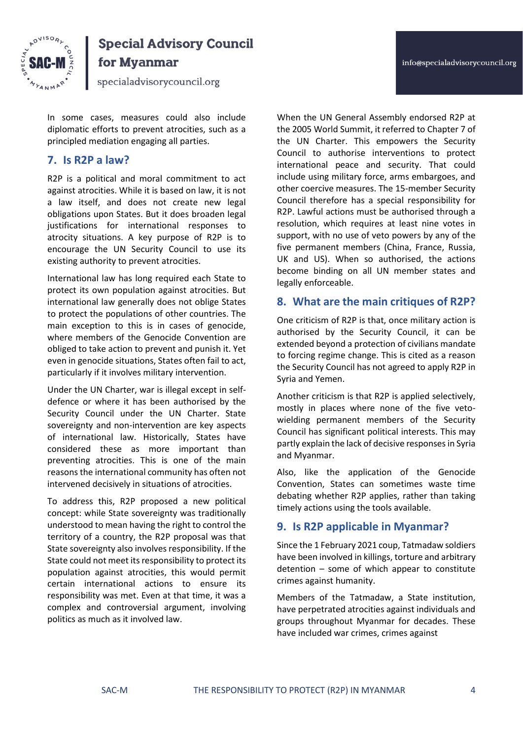In some cases, measures could also include diplomatic efforts to prevent atrocities, such as a principled mediation engaging all parties.

## 7. Is R2P a law?

R2P is a political and moral commitment to act against atrocities. While it is based on law, it is not a law itself, and does not create new legal obligations upon States. But it does broaden legal justifications for international responses to atrocity situations. A key purpose of R2P is to encourage the UN Security Council to use its existing authority to prevent atrocities.

International law has long required each State to protect its own population against atrocities. But international law generally does not oblige States to protect the populations of other countries. The main exception to this is in cases of genocide, where members of the Genocide Convention are obliged to take action to prevent and punish it. Yet even in genocide situations, States often fail to act, particularly if it involves military intervention.

Under the UN Charter, war is illegal except in self-defence or where it has been authorised by the Security Council under the UN Charter. State sovereignty and non-intervention are key aspects of international law. Historically, States have considered these as more important than preventing atrocities. This is one of the main reasons the international community has often not intervened decisively in situations of atrocities.

To address this, R2P proposed a new political concept: while State sovereignty was traditionally understood to mean having the right to control the territory of a country, the R2P proposal was that State sovereignty also involves responsibility. If the State could not meet its responsibility to protect its population against atrocities, this would permit certain international actions to ensure its responsibility was met. Even at that time, it was a complex and controversial argument, involving politics as much as it involved law.

When the UN General Assembly endorsed R2P at the 2005 World Summit, it referred to Chapter 7 of the UN Charter. This empowers the Security Council to authorise interventions to protect international peace and security. That could include using military force, arms embargoes, and other coercive measures. The 15-member Security Council therefore has a special responsibility for R2P. Lawful actions must be authorised through a resolution, which requires at least nine votes in support, with no use of veto powers by any of the five permanent members (China, France, Russia, UK and US). When so authorised, the actions become binding on all UN member states and legally enforceable.

## 8. What are the main critiques of R2P?

One criticism of R2P is that, once military action is authorised by the Security Council, it can be extended beyond a protection of civilians mandate to forcing regime change. This is cited as a reason the Security Council has not agreed to apply R2P in Syria and Yemen.

Another criticism is that R2P is applied selectively, mostly in places where none of the five veto-wielding permanent members of the Security Council has significant political interests. This may partly explain the lack of decisive responses in Syria and Myanmar.

Also, like the application of the Genocide Convention, States can sometimes waste time debating whether R2P applies, rather than taking timely actions using the tools available.

## 9. Is R2P applicable in Myanmar?

Since the 1 February 2021 coup, Tatmadaw soldiers have been involved in killings, torture and arbitrary detention – some of which appear to constitute crimes against humanity.

Members of the Tatmadaw, a State institution, have perpetrated atrocities against individuals and groups throughout Myanmar for decades. These have included war crimes, crimes against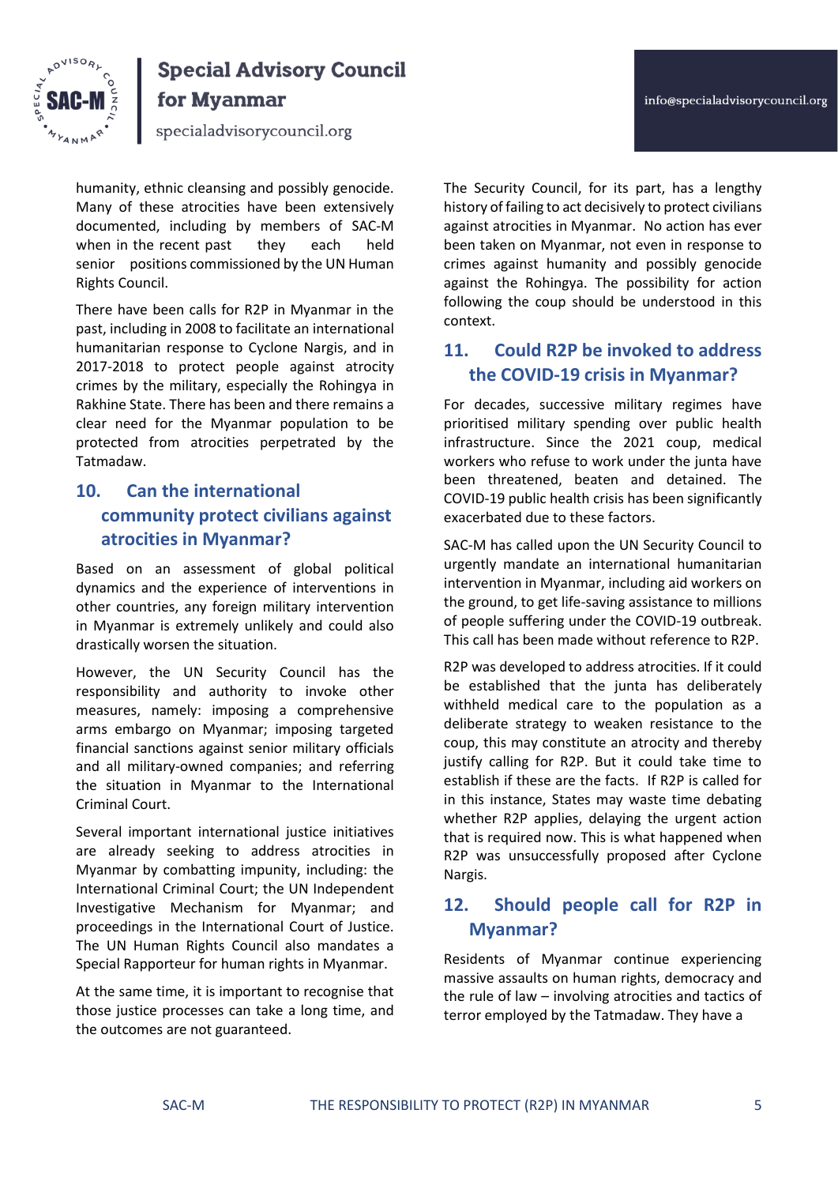humanity, ethnic cleansing and possibly genocide. Many of these atrocities have been extensively documented, including by members of SAC-M when in the recent past they each held senior positions commissioned by the UN Human Rights Council.

There have been calls for R2P in Myanmar in the past, including in 2008 to facilitate an international humanitarian response to Cyclone Nargis, and in 2017-2018 to protect people against atrocity crimes by the military, especially the Rohingya in Rakhine State. There has been and there remains a clear need for the Myanmar population to be protected from atrocities perpetrated by the Tatmadaw.

## 10. Can the international community protect civilians against atrocities in Myanmar?

Based on an assessment of global political dynamics and the experience of interventions in other countries, any foreign military intervention in Myanmar is extremely unlikely and could also drastically worsen the situation.

However, the UN Security Council has the responsibility and authority to invoke other measures, namely: imposing a comprehensive arms embargo on Myanmar; imposing targeted financial sanctions against senior military officials and all military-owned companies; and referring the situation in Myanmar to the International Criminal Court.

Several important international justice initiatives are already seeking to address atrocities in Myanmar by combatting impunity, including: the International Criminal Court; the UN Independent Investigative Mechanism for Myanmar; and proceedings in the International Court of Justice. The UN Human Rights Council also mandates a Special Rapporteur for human rights in Myanmar.

At the same time, it is important to recognise that those justice processes can take a long time, and the outcomes are not guaranteed.

The Security Council, for its part, has a lengthy history of failing to act decisively to protect civilians against atrocities in Myanmar. No action has ever been taken on Myanmar, not even in response to crimes against humanity and possibly genocide against the Rohingya. The possibility for action following the coup should be understood in this context.

## 11. Could R2P be invoked to address the COVID-19 crisis in Myanmar?

For decades, successive military regimes have prioritised military spending over public health infrastructure. Since the 2021 coup, medical workers who refuse to work under the junta have been threatened, beaten and detained. The COVID-19 public health crisis has been significantly exacerbated due to these factors.

SAC-M has called upon the UN Security Council to urgently mandate an international humanitarian intervention in Myanmar, including aid workers on the ground, to get life-saving assistance to millions of people suffering under the COVID-19 outbreak. This call has been made without reference to R2P.

R2P was developed to address atrocities. If it could be established that the junta has deliberately withheld medical care to the population as a deliberate strategy to weaken resistance to the coup, this may constitute an atrocity and thereby justify calling for R2P. But it could take time to establish if these are the facts. If R2P is called for in this instance, States may waste time debating whether R2P applies, delaying the urgent action that is required now. This is what happened when R2P was unsuccessfully proposed after Cyclone Nargis.

## 12. Should people call for R2P in Myanmar?

Residents of Myanmar continue experiencing massive assaults on human rights, democracy and the rule of law – involving atrocities and tactics of terror employed by the Tatmadaw. They have a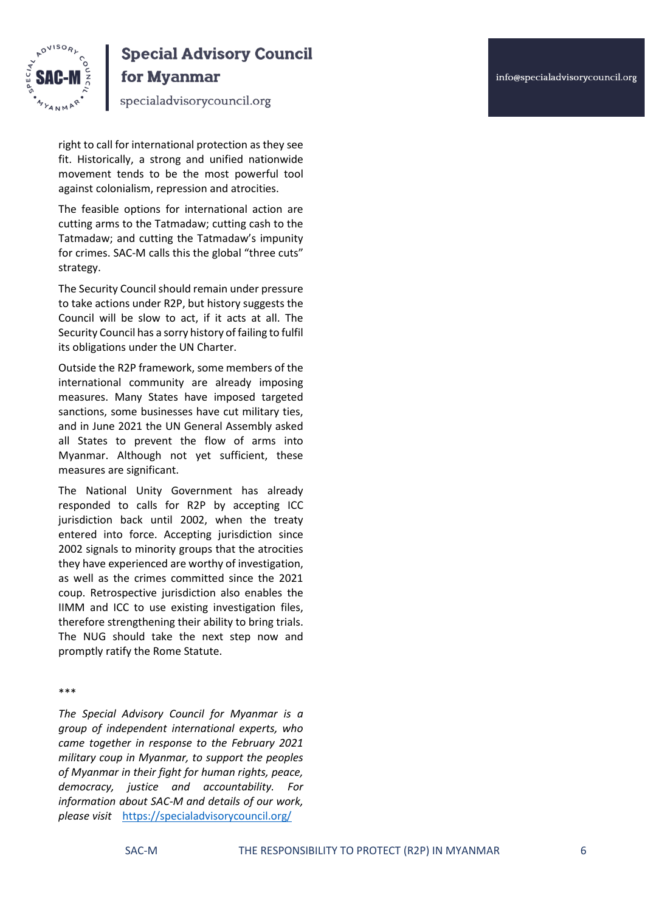right to call for international protection as they see fit. Historically, a strong and unified nationwide movement tends to be the most powerful tool against colonialism, repression and atrocities.

The feasible options for international action are cutting arms to the Tatmadaw; cutting cash to the Tatmadaw; and cutting the Tatmadaw's impunity for crimes. SAC-M calls this the global "three cuts" strategy.

The Security Council should remain under pressure to take actions under R2P, but history suggests the Council will be slow to act, if it acts at all. The Security Council has a sorry history of failing to fulfil its obligations under the UN Charter.

Outside the R2P framework, some members of the international community are already imposing measures. Many States have imposed targeted sanctions, some businesses have cut military ties, and in June 2021 the UN General Assembly asked all States to prevent the flow of arms into Myanmar. Although not yet sufficient, these measures are significant.

The National Unity Government has already responded to calls for R2P by accepting ICC jurisdiction back until 2002, when the treaty entered into force. Accepting jurisdiction since 2002 signals to minority groups that the atrocities they have experienced are worthy of investigation, as well as the crimes committed since the 2021 coup. Retrospective jurisdiction also enables the IIMM and ICC to use existing investigation files, therefore strengthening their ability to bring trials. The NUG should take the next step now and promptly ratify the Rome Statute.

***

*The Special Advisory Council for Myanmar is a group of independent international experts, who came together in response to the February 2021 military coup in Myanmar, to support the peoples of Myanmar in their fight for human rights, peace, democracy, justice and accountability. For information about SAC-M and details of our work, please visit* https://specialadvisorycouncil.org/